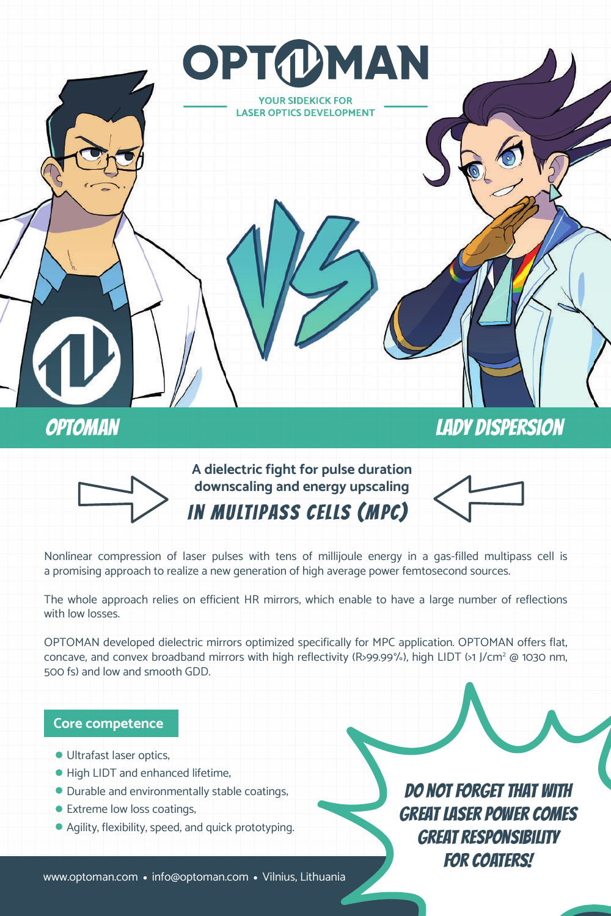# OPTOMAN

YOUR SIDEKICK FOR
LASER OPTICS DEVELOPMENT

OPTOMAN VS LADY DISPERSION

**A dielectric fight for pulse duration downscaling and energy upscaling**

## *IN MULTIPASS CELLS (MPC)*

Nonlinear compression of laser pulses with tens of millijoule energy in a gas-filled multipass cell is a promising approach to realize a new generation of high average power femtosecond sources.

The whole approach relies on efficient HR mirrors, which enable to have a large number of reflections with low losses.

OPTOMAN developed dielectric mirrors optimized specifically for MPC application. OPTOMAN offers flat, concave, and convex broadband mirrors with high reflectivity (R>99.99%), high LIDT (>1 J/cm$^2$ @ 1030 nm, 500 fs) and low and smooth GDD.

**Core competence**

- Ultrafast laser optics,
- High LIDT and enhanced lifetime,
- Durable and environmentally stable coatings,
- Extreme low loss coatings,
- Agility, flexibility, speed, and quick prototyping.

*DO NOT FORGET THAT WITH GREAT LASER POWER COMES GREAT RESPONSIBILITY FOR COATERS!*

www.optoman.com • info@optoman.com • Vilnius, Lithuania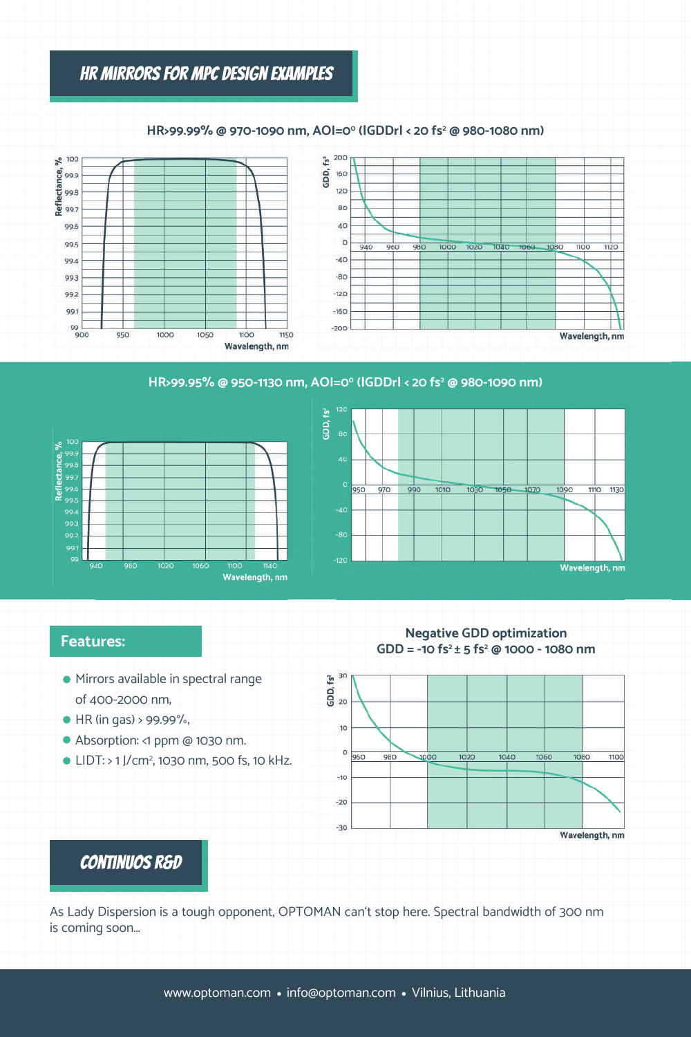## HR MIRRORS FOR MPC DESIGN EXAMPLES

HR>99.99% @ 970-1090 nm, AOI=0° (|GDD| < 20 fs² @ 980-1080 nm)

Reflectance, %
100
99.9
99.8
99.7
99.6
99.5
99.4
99.3
99.2
99.1
99
900 950 1000 1050 1100 1150
Wavelength, nm

GDD, fs²
200
160
120
80
40
0
-40
-80
-120
-160
-200
940 960 980 1000 1020 1040 1060 1080 1100 1120
Wavelength, nm

HR>99.95% @ 950-1130 nm, AOI=0° (|GDD| < 20 fs² @ 980-1090 nm)

Reflectance, %
100
99.9
99.8
99.7
99.6
99.5
99.4
99.3
99.2
99.1
99
940 980 1020 1060 1100 1140
Wavelength, nm

GDD, fs²
120
80
40
0
-40
-80
-120
950 970 990 1010 1030 1050 1070 1090 1110 1130
Wavelength, nm

## Features:

- Mirrors available in spectral range of 400-2000 nm,
- HR (in gas) > 99.99%,
- Absorption: <1 ppm @ 1030 nm.
- LIDT: > 1 J/cm², 1030 nm, 500 fs, 10 kHz.

Negative GDD optimization
GDD = -10 fs² ± 5 fs² @ 1000 - 1080 nm

GDD, fs²
30
20
10
0
-10
-20
-30
960 980 1000 1020 1040 1060 1080 1100
Wavelength, nm

## CONTINUOS R&D

As Lady Dispersion is a tough opponent, OPTOMAN can't stop here. Spectral bandwidth of 300 nm is coming soon...

www.optoman.com • info@optoman.com • Vilnius, Lithuania